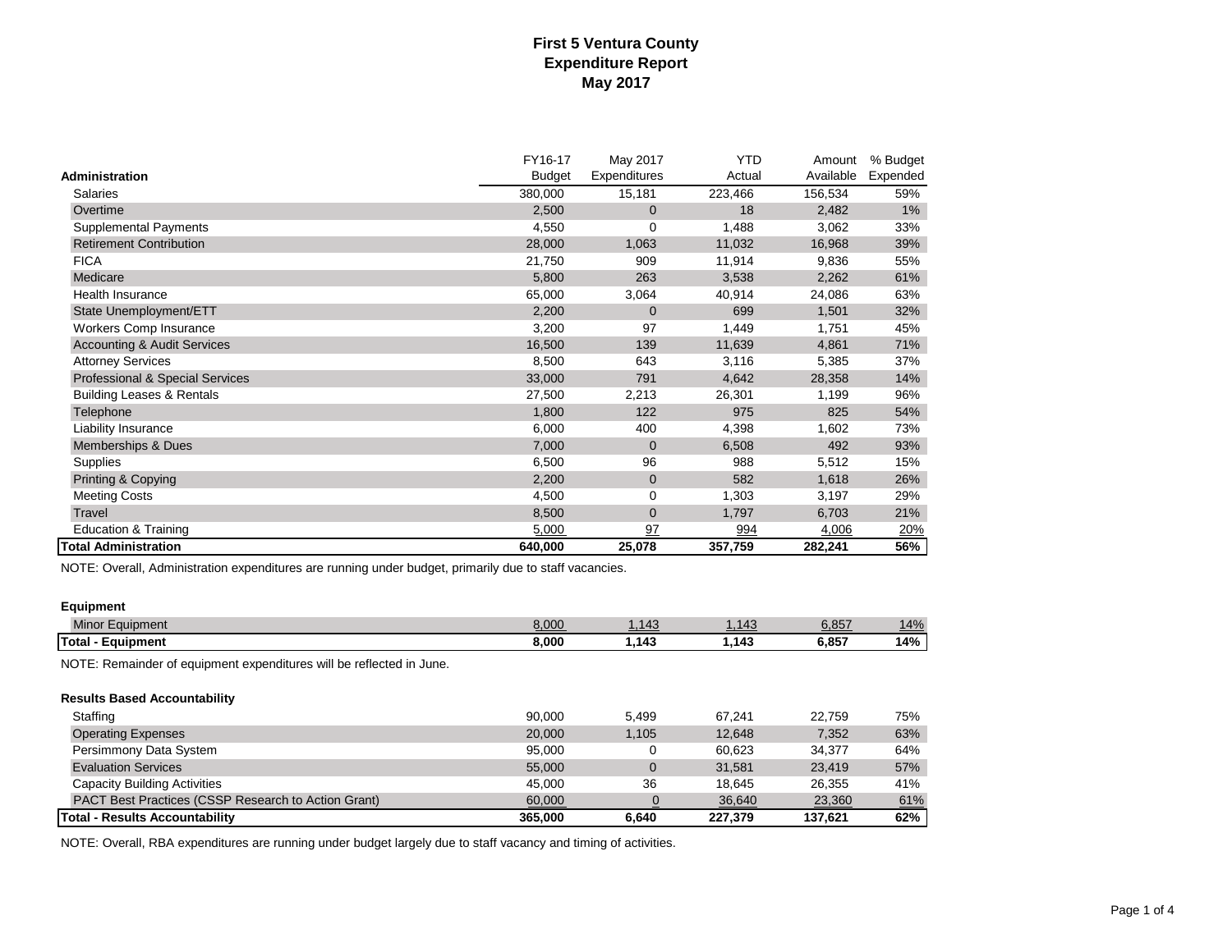# First 5 Ventura County
## Expenditure Report
## May 2017

| Administration | FY16-17 Budget | May 2017 Expenditures | YTD Actual | Amount Available | % Budget Expended |
|---|---|---|---|---|---|
| Salaries | 380,000 | 15,181 | 223,466 | 156,534 | 59% |
| Overtime | 2,500 | 0 | 18 | 2,482 | 1% |
| Supplemental Payments | 4,550 | 0 | 1,488 | 3,062 | 33% |
| Retirement Contribution | 28,000 | 1,063 | 11,032 | 16,968 | 39% |
| FICA | 21,750 | 909 | 11,914 | 9,836 | 55% |
| Medicare | 5,800 | 263 | 3,538 | 2,262 | 61% |
| Health Insurance | 65,000 | 3,064 | 40,914 | 24,086 | 63% |
| State Unemployment/ETT | 2,200 | 0 | 699 | 1,501 | 32% |
| Workers Comp Insurance | 3,200 | 97 | 1,449 | 1,751 | 45% |
| Accounting & Audit Services | 16,500 | 139 | 11,639 | 4,861 | 71% |
| Attorney Services | 8,500 | 643 | 3,116 | 5,385 | 37% |
| Professional & Special Services | 33,000 | 791 | 4,642 | 28,358 | 14% |
| Building Leases & Rentals | 27,500 | 2,213 | 26,301 | 1,199 | 96% |
| Telephone | 1,800 | 122 | 975 | 825 | 54% |
| Liability Insurance | 6,000 | 400 | 4,398 | 1,602 | 73% |
| Memberships & Dues | 7,000 | 0 | 6,508 | 492 | 93% |
| Supplies | 6,500 | 96 | 988 | 5,512 | 15% |
| Printing & Copying | 2,200 | 0 | 582 | 1,618 | 26% |
| Meeting Costs | 4,500 | 0 | 1,303 | 3,197 | 29% |
| Travel | 8,500 | 0 | 1,797 | 6,703 | 21% |
| Education & Training | 5,000 | 97 | 994 | 4,006 | 20% |
| **Total Administration** | **640,000** | **25,078** | **357,759** | **282,241** | **56%** |

NOTE: Overall, Administration expenditures are running under budget, primarily due to staff vacancies.

| Equipment | FY16-17 Budget | May 2017 Expenditures | YTD Actual | Amount Available | % Budget Expended |
|---|---|---|---|---|---|
| Minor Equipment | 8,000 | 1,143 | 1,143 | 6,857 | 14% |
| **Total - Equipment** | **8,000** | **1,143** | **1,143** | **6,857** | **14%** |

NOTE: Remainder of equipment expenditures will be reflected in June.

| Results Based Accountability | FY16-17 Budget | May 2017 Expenditures | YTD Actual | Amount Available | % Budget Expended |
|---|---|---|---|---|---|
| Staffing | 90,000 | 5,499 | 67,241 | 22,759 | 75% |
| Operating Expenses | 20,000 | 1,105 | 12,648 | 7,352 | 63% |
| Persimmony Data System | 95,000 | 0 | 60,623 | 34,377 | 64% |
| Evaluation Services | 55,000 | 0 | 31,581 | 23,419 | 57% |
| Capacity Building Activities | 45,000 | 36 | 18,645 | 26,355 | 41% |
| PACT Best Practices (CSSP Research to Action Grant) | 60,000 | 0 | 36,640 | 23,360 | 61% |
| **Total - Results Accountability** | **365,000** | **6,640** | **227,379** | **137,621** | **62%** |

NOTE: Overall, RBA expenditures are running under budget largely due to staff vacancy and timing of activities.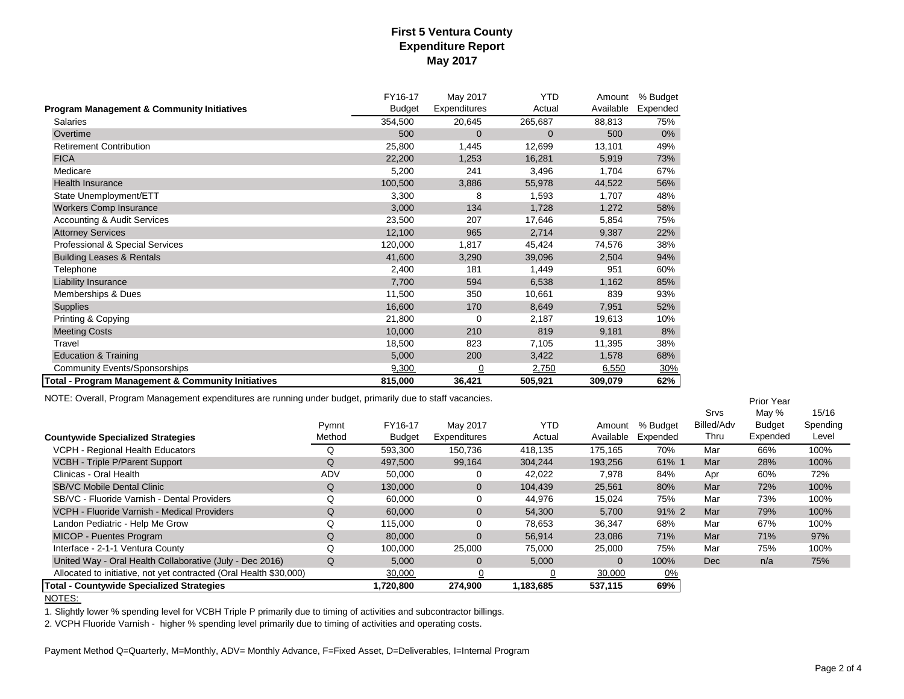# First 5 Ventura County
## Expenditure Report
### May 2017

| Program Management & Community Initiatives | FY16-17 Budget | May 2017 Expenditures | YTD Actual | Amount Available | % Budget Expended |
|---|---|---|---|---|---|
| Salaries | 354,500 | 20,645 | 265,687 | 88,813 | 75% |
| Overtime | 500 | 0 | 0 | 500 | 0% |
| Retirement Contribution | 25,800 | 1,445 | 12,699 | 13,101 | 49% |
| FICA | 22,200 | 1,253 | 16,281 | 5,919 | 73% |
| Medicare | 5,200 | 241 | 3,496 | 1,704 | 67% |
| Health Insurance | 100,500 | 3,886 | 55,978 | 44,522 | 56% |
| State Unemployment/ETT | 3,300 | 8 | 1,593 | 1,707 | 48% |
| Workers Comp Insurance | 3,000 | 134 | 1,728 | 1,272 | 58% |
| Accounting & Audit Services | 23,500 | 207 | 17,646 | 5,854 | 75% |
| Attorney Services | 12,100 | 965 | 2,714 | 9,387 | 22% |
| Professional & Special Services | 120,000 | 1,817 | 45,424 | 74,576 | 38% |
| Building Leases & Rentals | 41,600 | 3,290 | 39,096 | 2,504 | 94% |
| Telephone | 2,400 | 181 | 1,449 | 951 | 60% |
| Liability Insurance | 7,700 | 594 | 6,538 | 1,162 | 85% |
| Memberships & Dues | 11,500 | 350 | 10,661 | 839 | 93% |
| Supplies | 16,600 | 170 | 8,649 | 7,951 | 52% |
| Printing & Copying | 21,800 | 0 | 2,187 | 19,613 | 10% |
| Meeting Costs | 10,000 | 210 | 819 | 9,181 | 8% |
| Travel | 18,500 | 823 | 7,105 | 11,395 | 38% |
| Education & Training | 5,000 | 200 | 3,422 | 1,578 | 68% |
| Community Events/Sponsorships | 9,300 | 0 | 2,750 | 6,550 | 30% |
| **Total - Program Management & Community Initiatives** | **815,000** | **36,421** | **505,921** | **309,079** | **62%** |

NOTE: Overall, Program Management expenditures are running under budget, primarily due to staff vacancies.

| Countywide Specialized Strategies | Pymnt Method | FY16-17 Budget | May 2017 Expenditures | YTD Actual | Amount Available | % Budget Expended | Srvs Billed/Adv Thru | Prior Year May % Budget Expended | 15/16 Spending Level |
|---|---|---|---|---|---|---|---|---|---|
| VCPH - Regional Health Educators | Q | 593,300 | 150,736 | 418,135 | 175,165 | 70% | Mar | 66% | 100% |
| VCBH - Triple P/Parent Support | Q | 497,500 | 99,164 | 304,244 | 193,256 | 61% 1 | Mar | 28% | 100% |
| Clinicas - Oral Health | ADV | 50,000 | 0 | 42,022 | 7,978 | 84% | Apr | 60% | 72% |
| SB/VC Mobile Dental Clinic | Q | 130,000 | 0 | 104,439 | 25,561 | 80% | Mar | 72% | 100% |
| SB/VC - Fluoride Varnish - Dental Providers | Q | 60,000 | 0 | 44,976 | 15,024 | 75% | Mar | 73% | 100% |
| VCPH - Fluoride Varnish - Medical Providers | Q | 60,000 | 0 | 54,300 | 5,700 | 91% 2 | Mar | 79% | 100% |
| Landon Pediatric - Help Me Grow | Q | 115,000 | 0 | 78,653 | 36,347 | 68% | Mar | 67% | 100% |
| MICOP - Puentes Program | Q | 80,000 | 0 | 56,914 | 23,086 | 71% | Mar | 71% | 97% |
| Interface - 2-1-1 Ventura County | Q | 100,000 | 25,000 | 75,000 | 25,000 | 75% | Mar | 75% | 100% |
| United Way - Oral Health Collaborative (July - Dec 2016) | Q | 5,000 | 0 | 5,000 | 0 | 100% | Dec | n/a | 75% |
| Allocated to initiative, not yet contracted (Oral Health $30,000) | | 30,000 | 0 | 0 | 30,000 | 0% | | | |
| **Total - Countywide Specialized Strategies** | | **1,720,800** | **274,900** | **1,183,685** | **537,115** | **69%** | | | |

NOTES:

1. Slightly lower % spending level for VCBH Triple P primarily due to timing of activities and subcontractor billings.
2. VCPH Fluoride Varnish - higher % spending level primarily due to timing of activities and operating costs.

Payment Method Q=Quarterly, M=Monthly, ADV= Monthly Advance, F=Fixed Asset, D=Deliverables, I=Internal Program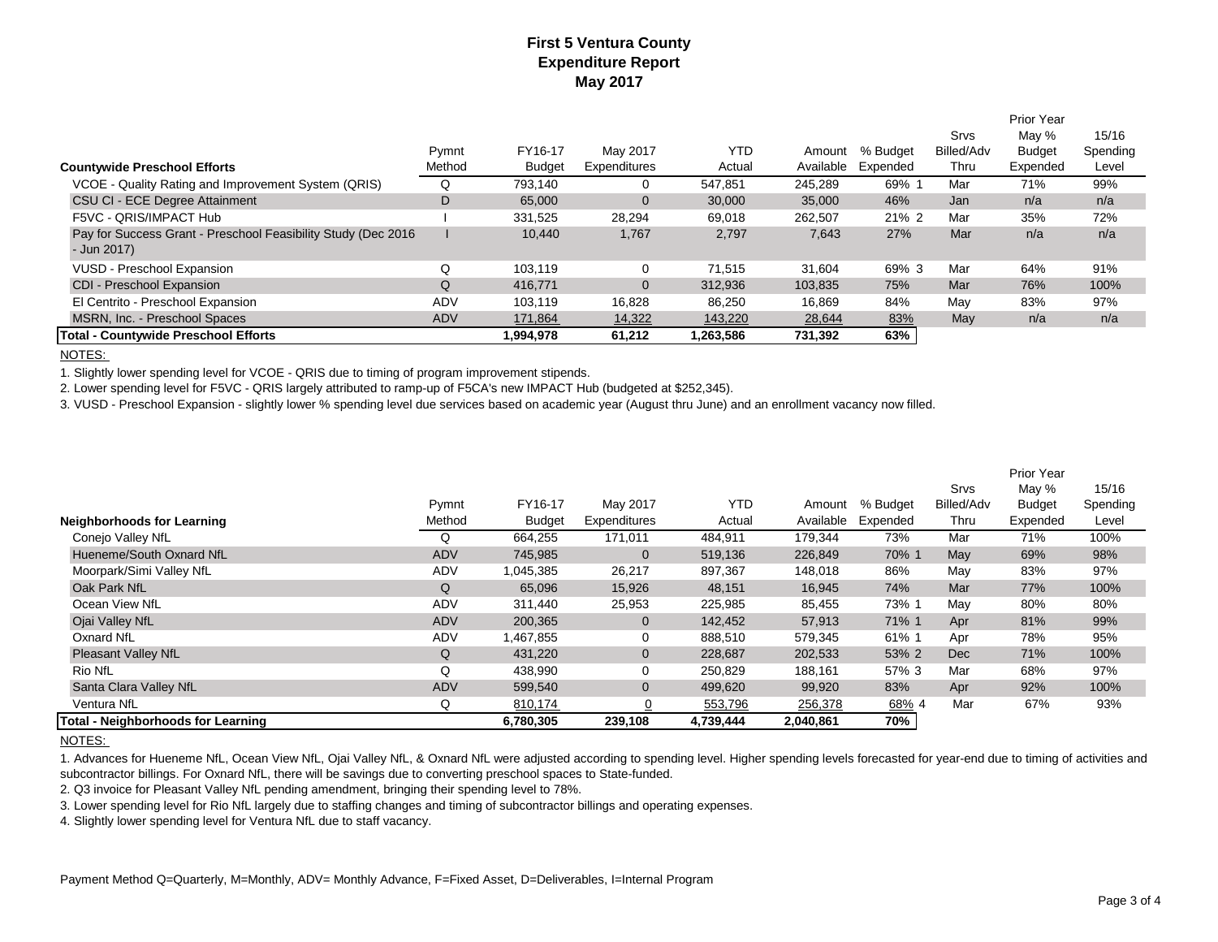# First 5 Ventura County
## Expenditure Report
## May 2017

| Countywide Preschool Efforts | Pymnt Method | FY16-17 Budget | May 2017 Expenditures | YTD Actual | Amount Available | % Budget Expended | Srvs Billed/Adv Thru | Prior Year May % Budget Expended | 15/16 Spending Level |
|---|---|---|---|---|---|---|---|---|---|
| VCOE - Quality Rating and Improvement System (QRIS) | Q | 793,140 | 0 | 547,851 | 245,289 | 69% 1 | Mar | 71% | 99% |
| CSU CI - ECE Degree Attainment | D | 65,000 | 0 | 30,000 | 35,000 | 46% | Jan | n/a | n/a |
| F5VC - QRIS/IMPACT Hub | I | 331,525 | 28,294 | 69,018 | 262,507 | 21% 2 | Mar | 35% | 72% |
| Pay for Success Grant - Preschool Feasibility Study (Dec 2016 - Jun 2017) | I | 10,440 | 1,767 | 2,797 | 7,643 | 27% | Mar | n/a | n/a |
| VUSD - Preschool Expansion | Q | 103,119 | 0 | 71,515 | 31,604 | 69% 3 | Mar | 64% | 91% |
| CDI - Preschool Expansion | Q | 416,771 | 0 | 312,936 | 103,835 | 75% | Mar | 76% | 100% |
| El Centrito - Preschool Expansion | ADV | 103,119 | 16,828 | 86,250 | 16,869 | 84% | May | 83% | 97% |
| MSRN, Inc. - Preschool Spaces | ADV | 171,864 | 14,322 | 143,220 | 28,644 | 83% | May | n/a | n/a |
| **Total - Countywide Preschool Efforts** | | **1,994,978** | **61,212** | **1,263,586** | **731,392** | **63%** | | | |

NOTES:

1. Slightly lower spending level for VCOE - QRIS due to timing of program improvement stipends.
2. Lower spending level for F5VC - QRIS largely attributed to ramp-up of F5CA's new IMPACT Hub (budgeted at $252,345).
3. VUSD - Preschool Expansion - slightly lower % spending level due services based on academic year (August thru June) and an enrollment vacancy now filled.

| Neighborhoods for Learning | Pymnt Method | FY16-17 Budget | May 2017 Expenditures | YTD Actual | Amount Available | % Budget Expended | Srvs Billed/Adv Thru | Prior Year May % Budget Expended | 15/16 Spending Level |
|---|---|---|---|---|---|---|---|---|---|
| Conejo Valley NfL | Q | 664,255 | 171,011 | 484,911 | 179,344 | 73% | Mar | 71% | 100% |
| Hueneme/South Oxnard NfL | ADV | 745,985 | 0 | 519,136 | 226,849 | 70% 1 | May | 69% | 98% |
| Moorpark/Simi Valley NfL | ADV | 1,045,385 | 26,217 | 897,367 | 148,018 | 86% | May | 83% | 97% |
| Oak Park NfL | Q | 65,096 | 15,926 | 48,151 | 16,945 | 74% | Mar | 77% | 100% |
| Ocean View NfL | ADV | 311,440 | 25,953 | 225,985 | 85,455 | 73% 1 | May | 80% | 80% |
| Ojai Valley NfL | ADV | 200,365 | 0 | 142,452 | 57,913 | 71% 1 | Apr | 81% | 99% |
| Oxnard NfL | ADV | 1,467,855 | 0 | 888,510 | 579,345 | 61% 1 | Apr | 78% | 95% |
| Pleasant Valley NfL | Q | 431,220 | 0 | 228,687 | 202,533 | 53% 2 | Dec | 71% | 100% |
| Rio NfL | Q | 438,990 | 0 | 250,829 | 188,161 | 57% 3 | Mar | 68% | 97% |
| Santa Clara Valley NfL | ADV | 599,540 | 0 | 499,620 | 99,920 | 83% | Apr | 92% | 100% |
| Ventura NfL | Q | 810,174 | 0 | 553,796 | 256,378 | 68% 4 | Mar | 67% | 93% |
| **Total - Neighborhoods for Learning** | | **6,780,305** | **239,108** | **4,739,444** | **2,040,861** | **70%** | | | |

NOTES:

1. Advances for Hueneme NfL, Ocean View NfL, Ojai Valley NfL, & Oxnard NfL were adjusted according to spending level. Higher spending levels forecasted for year-end due to timing of activities and subcontractor billings. For Oxnard NfL, there will be savings due to converting preschool spaces to State-funded.
2. Q3 invoice for Pleasant Valley NfL pending amendment, bringing their spending level to 78%.
3. Lower spending level for Rio NfL largely due to staffing changes and timing of subcontractor billings and operating expenses.
4. Slightly lower spending level for Ventura NfL due to staff vacancy.

Payment Method Q=Quarterly, M=Monthly, ADV= Monthly Advance, F=Fixed Asset, D=Deliverables, I=Internal Program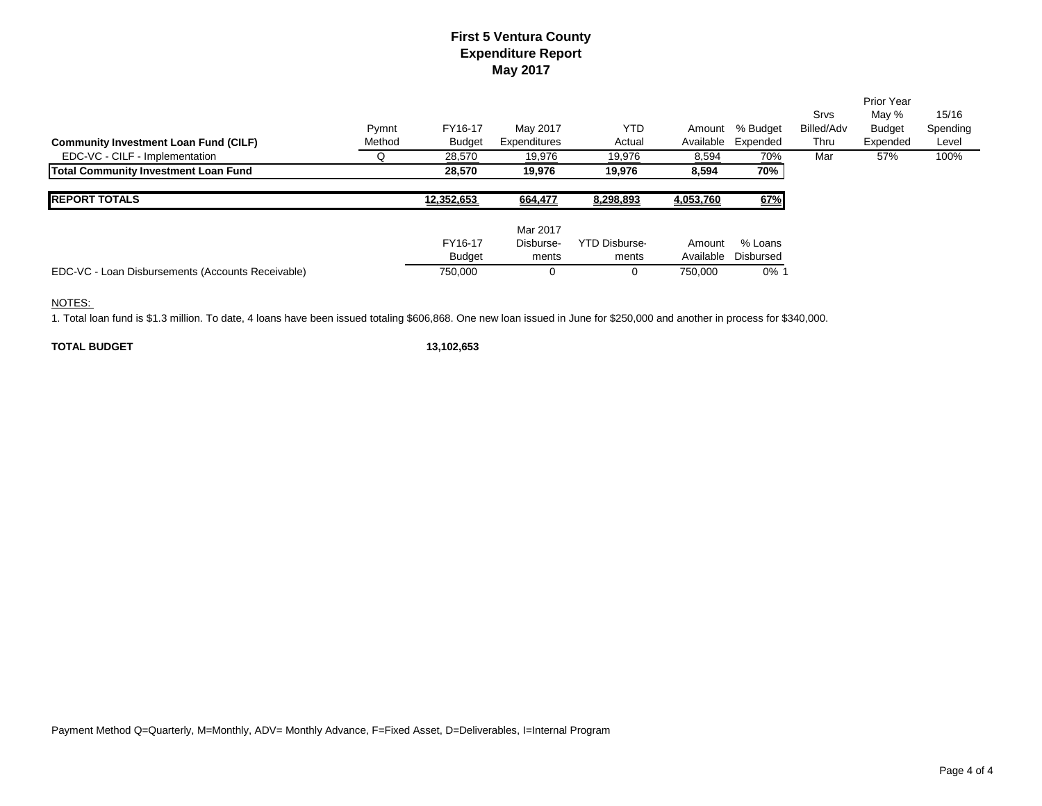# First 5 Ventura County
## Expenditure Report
## May 2017

| Community Investment Loan Fund (CILF) | Pymnt Method | FY16-17 Budget | May 2017 Expenditures | YTD Actual | Amount Available | % Budget Expended | Srvs Billed/Adv Thru | Prior Year May % Budget Expended | 15/16 Spending Level |
|---|---|---|---|---|---|---|---|---|---|
| EDC-VC - CILF - Implementation | Q | 28,570 | 19,976 | 19,976 | 8,594 | 70% | Mar | 57% | 100% |
| **Total Community Investment Loan Fund** | | **28,570** | **19,976** | **19,976** | **8,594** | **70%** | | | |
| **REPORT TOTALS** | | **12,352,653** | **664,477** | **8,298,893** | **4,053,760** | **67%** | | | |

| | FY16-17 Budget | Mar 2017 Disburse-ments | YTD Disburse-ments | Amount Available | % Loans Disbursed |
|---|---|---|---|---|---|
| EDC-VC - Loan Disbursements (Accounts Receivable) | 750,000 | 0 | 0 | 750,000 | 0% 1 |

NOTES:

1. Total loan fund is $1.3 million. To date, 4 loans have been issued totaling $606,868. One new loan issued in June for $250,000 and another in process for $340,000.

**TOTAL BUDGET** **13,102,653**

Payment Method Q=Quarterly, M=Monthly, ADV= Monthly Advance, F=Fixed Asset, D=Deliverables, I=Internal Program